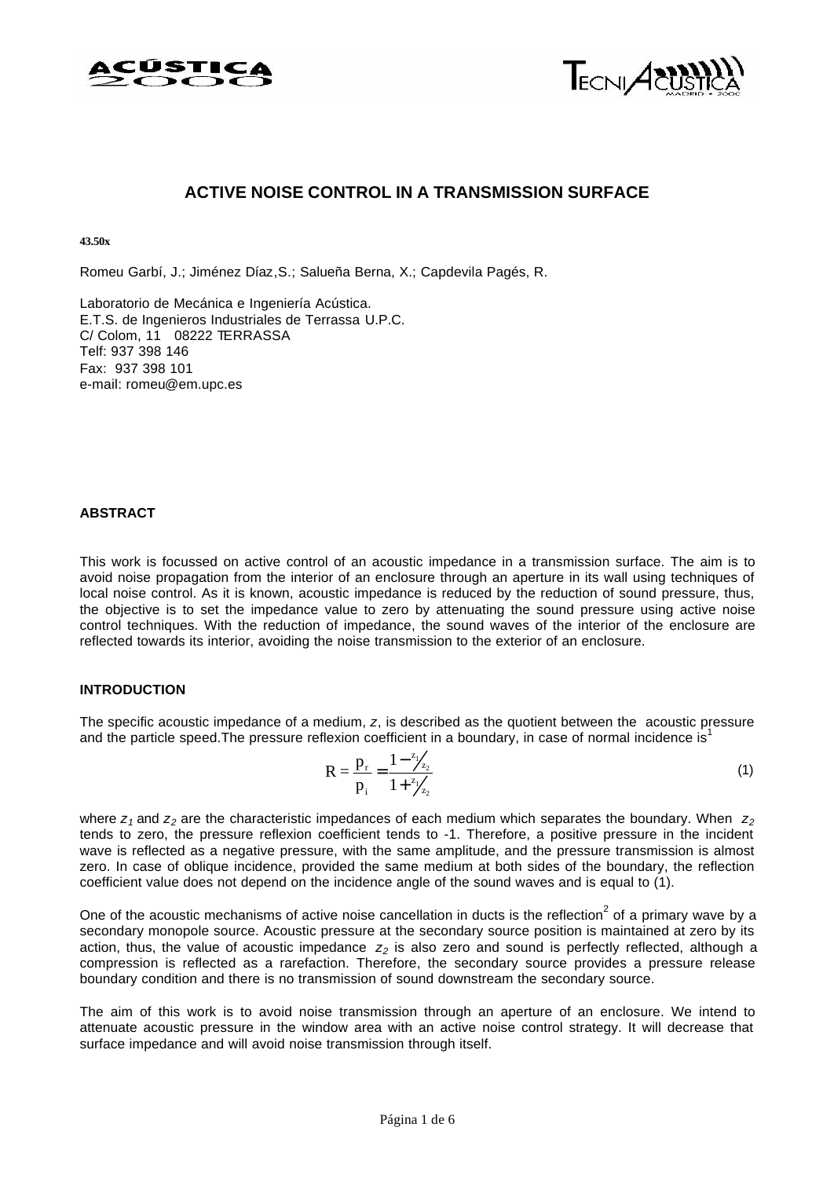# ACTIVE NOISE CONTROL IN A TRANSMISSION SURFACE

**43.50x**

Romeu Garbí, J.; Jiménez Díaz,S.; Salueña Berna, X.; Capdevila Pagés, R.

Laboratorio de Mecánica e Ingeniería Acústica.
E.T.S. de Ingenieros Industriales de Terrassa U.P.C.
C/ Colom, 11 08222 TERRASSA
Telf: 937 398 146
Fax: 937 398 101
e-mail: romeu@em.upc.es

## ABSTRACT

This work is focussed on active control of an acoustic impedance in a transmission surface. The aim is to avoid noise propagation from the interior of an enclosure through an aperture in its wall using techniques of local noise control. As it is known, acoustic impedance is reduced by the reduction of sound pressure, thus, the objective is to set the impedance value to zero by attenuating the sound pressure using active noise control techniques. With the reduction of impedance, the sound waves of the interior of the enclosure are reflected towards its interior, avoiding the noise transmission to the exterior of an enclosure.

## INTRODUCTION

The specific acoustic impedance of a medium, *z*, is described as the quotient between the acoustic pressure and the particle speed.The pressure reflexion coefficient in a boundary, in case of normal incidence is[1]

$$R = \frac{p_r}{p_i} = \frac{1 - z_1/z_2}{1 + z_1/z_2} \tag{1}$$

where $z_1$ and $z_2$ are the characteristic impedances of each medium which separates the boundary. When $z_2$ tends to zero, the pressure reflexion coefficient tends to -1. Therefore, a positive pressure in the incident wave is reflected as a negative pressure, with the same amplitude, and the pressure transmission is almost zero. In case of oblique incidence, provided the same medium at both sides of the boundary, the reflection coefficient value does not depend on the incidence angle of the sound waves and is equal to (1).

One of the acoustic mechanisms of active noise cancellation in ducts is the reflection[2] of a primary wave by a secondary monopole source. Acoustic pressure at the secondary source position is maintained at zero by its action, thus, the value of acoustic impedance $z_2$ is also zero and sound is perfectly reflected, although a compression is reflected as a rarefaction. Therefore, the secondary source provides a pressure release boundary condition and there is no transmission of sound downstream the secondary source.

The aim of this work is to avoid noise transmission through an aperture of an enclosure. We intend to attenuate acoustic pressure in the window area with an active noise control strategy. It will decrease that surface impedance and will avoid noise transmission through itself.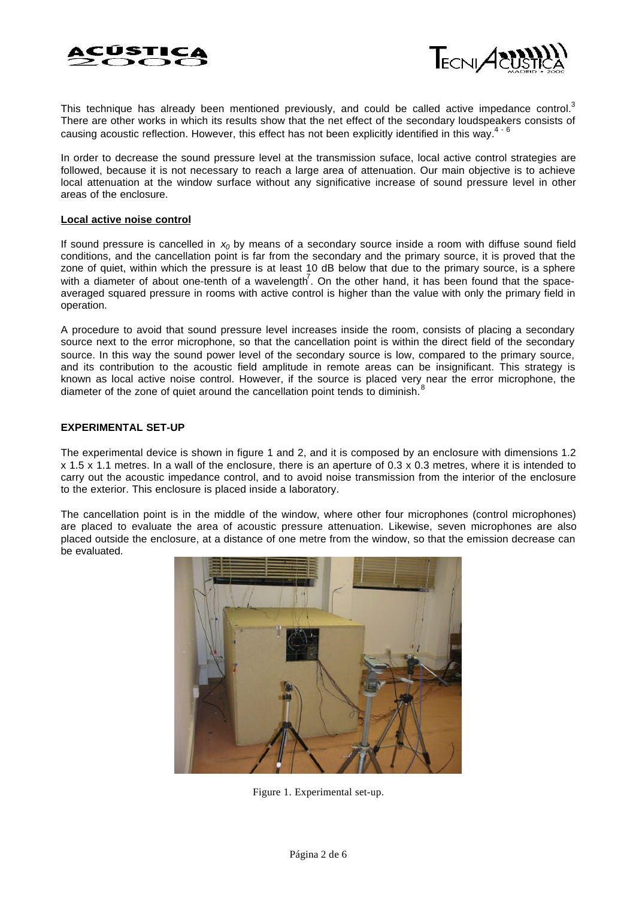This technique has already been mentioned previously, and could be called active impedance control.[3] There are other works in which its results show that the net effect of the secondary loudspeakers consists of causing acoustic reflection. However, this effect has not been explicitly identified in this way.[4 - 6]

In order to decrease the sound pressure level at the transmission suface, local active control strategies are followed, because it is not necessary to reach a large area of attenuation. Our main objective is to achieve local attenuation at the window surface without any significative increase of sound pressure level in other areas of the enclosure.

## Local active noise control

If sound pressure is cancelled in $x_0$ by means of a secondary source inside a room with diffuse sound field conditions, and the cancellation point is far from the secondary and the primary source, it is proved that the zone of quiet, within which the pressure is at least 10 dB below that due to the primary source, is a sphere with a diameter of about one-tenth of a wavelength[7]. On the other hand, it has been found that the space-averaged squared pressure in rooms with active control is higher than the value with only the primary field in operation.

A procedure to avoid that sound pressure level increases inside the room, consists of placing a secondary source next to the error microphone, so that the cancellation point is within the direct field of the secondary source. In this way the sound power level of the secondary source is low, compared to the primary source, and its contribution to the acoustic field amplitude in remote areas can be insignificant. This strategy is known as local active noise control. However, if the source is placed very near the error microphone, the diameter of the zone of quiet around the cancellation point tends to diminish.[8]

## EXPERIMENTAL SET-UP

The experimental device is shown in figure 1 and 2, and it is composed by an enclosure with dimensions 1.2 x 1.5 x 1.1 metres. In a wall of the enclosure, there is an aperture of 0.3 x 0.3 metres, where it is intended to carry out the acoustic impedance control, and to avoid noise transmission from the interior of the enclosure to the exterior. This enclosure is placed inside a laboratory.

The cancellation point is in the middle of the window, where other four microphones (control microphones) are placed to evaluate the area of acoustic pressure attenuation. Likewise, seven microphones are also placed outside the enclosure, at a distance of one metre from the window, so that the emission decrease can be evaluated.

Figure 1. Experimental set-up.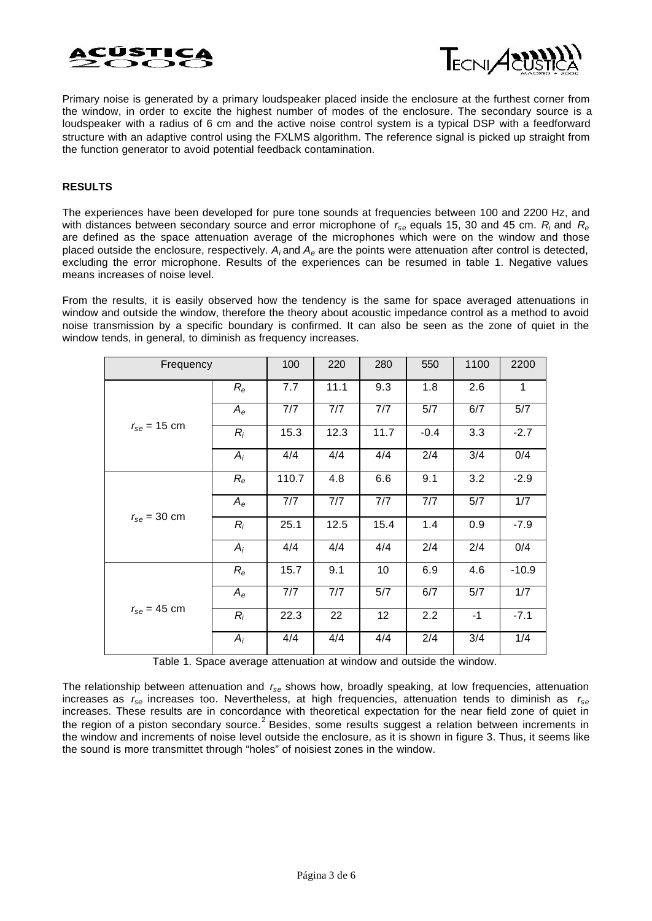Primary noise is generated by a primary loudspeaker placed inside the enclosure at the furthest corner from the window, in order to excite the highest number of modes of the enclosure. The secondary source is a loudspeaker with a radius of 6 cm and the active noise control system is a typical DSP with a feedforward structure with an adaptive control using the FXLMS algorithm. The reference signal is picked up straight from the function generator to avoid potential feedback contamination.

## RESULTS

The experiences have been developed for pure tone sounds at frequencies between 100 and 2200 Hz, and with distances between secondary source and error microphone of $r_{se}$ equals 15, 30 and 45 cm. $R_i$ and $R_e$ are defined as the space attenuation average of the microphones which were on the window and those placed outside the enclosure, respectively. $A_i$ and $A_e$ are the points were attenuation after control is detected, excluding the error microphone. Results of the experiences can be resumed in table 1. Negative values means increases of noise level.

From the results, it is easily observed how the tendency is the same for space averaged attenuations in window and outside the window, therefore the theory about acoustic impedance control as a method to avoid noise transmission by a specific boundary is confirmed. It can also be seen as the zone of quiet in the window tends, in general, to diminish as frequency increases.

| Frequency | | 100 | 220 | 280 | 550 | 1100 | 2200 |
|---|---|---|---|---|---|---|---|
| $r_{se}$ = 15 cm | $R_e$ | 7.7 | 11.1 | 9.3 | 1.8 | 2.6 | 1 |
| | $A_e$ | 7/7 | 7/7 | 7/7 | 5/7 | 6/7 | 5/7 |
| | $R_i$ | 15.3 | 12.3 | 11.7 | -0.4 | 3.3 | -2.7 |
| | $A_i$ | 4/4 | 4/4 | 4/4 | 2/4 | 3/4 | 0/4 |
| $r_{se}$ = 30 cm | $R_e$ | 110.7 | 4.8 | 6.6 | 9.1 | 3.2 | -2.9 |
| | $A_e$ | 7/7 | 7/7 | 7/7 | 7/7 | 5/7 | 1/7 |
| | $R_i$ | 25.1 | 12.5 | 15.4 | 1.4 | 0.9 | -7.9 |
| | $A_i$ | 4/4 | 4/4 | 4/4 | 2/4 | 2/4 | 0/4 |
| $r_{se}$ = 45 cm | $R_e$ | 15.7 | 9.1 | 10 | 6.9 | 4.6 | -10.9 |
| | $A_e$ | 7/7 | 7/7 | 5/7 | 6/7 | 5/7 | 1/7 |
| | $R_i$ | 22.3 | 22 | 12 | 2.2 | -1 | -7.1 |
| | $A_i$ | 4/4 | 4/4 | 4/4 | 2/4 | 3/4 | 1/4 |

Table 1. Space average attenuation at window and outside the window.

The relationship between attenuation and $r_{se}$ shows how, broadly speaking, at low frequencies, attenuation increases as $r_{se}$ increases too. Nevertheless, at high frequencies, attenuation tends to diminish as $r_{se}$ increases. These results are in concordance with theoretical expectation for the near field zone of quiet in the region of a piston secondary source.[2] Besides, some results suggest a relation between increments in the window and increments of noise level outside the enclosure, as it is shown in figure 3. Thus, it seems like the sound is more transmittet through "holes" of noisiest zones in the window.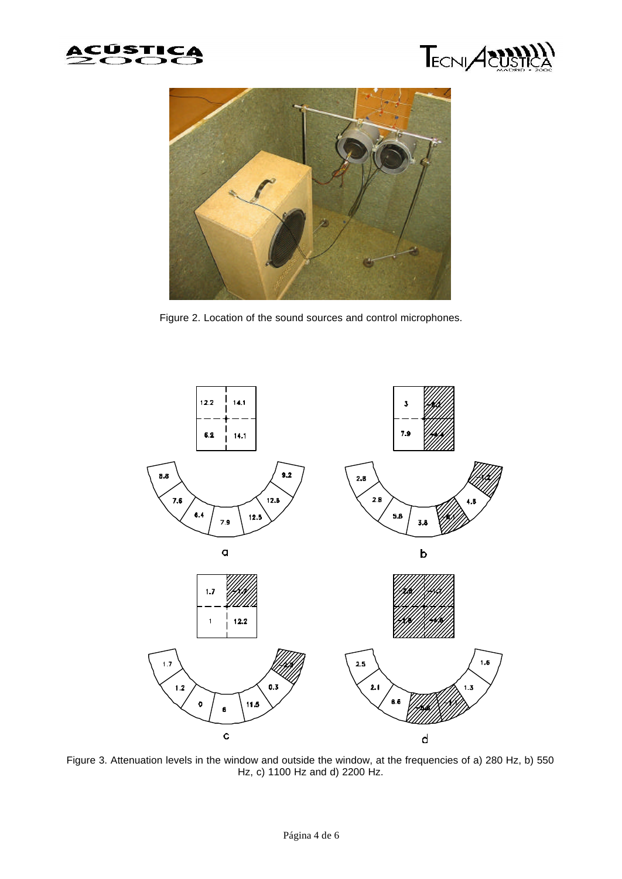Figure 2. Location of the sound sources and control microphones.

Figure 3. Attenuation levels in the window and outside the window, at the frequencies of a) 280 Hz, b) 550 Hz, c) 1100 Hz and d) 2200 Hz.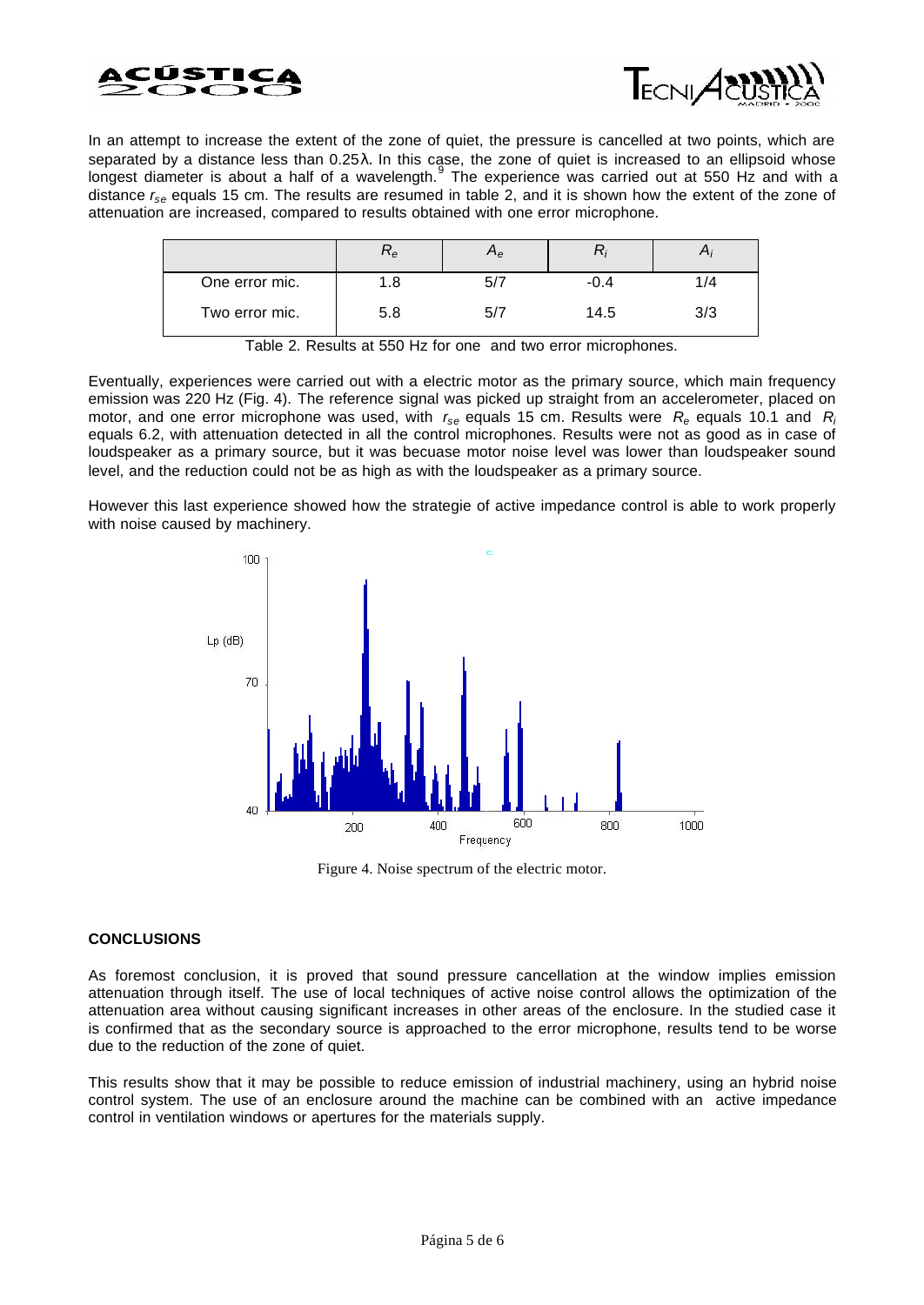In an attempt to increase the extent of the zone of quiet, the pressure is cancelled at two points, which are separated by a distance less than $0.25\lambda$. In this case, the zone of quiet is increased to an ellipsoid whose longest diameter is about a half of a wavelength.[9] The experience was carried out at 550 Hz and with a distance $r_{se}$ equals 15 cm. The results are resumed in table 2, and it is shown how the extent of the zone of attenuation are increased, compared to results obtained with one error microphone.

| | $R_e$ | $A_e$ | $R_i$ | $A_i$ |
|---|---|---|---|---|
| One error mic. | 1.8 | 5/7 | -0.4 | 1/4 |
| Two error mic. | 5.8 | 5/7 | 14.5 | 3/3 |

Table 2. Results at 550 Hz for one and two error microphones.

Eventually, experiences were carried out with a electric motor as the primary source, which main frequency emission was 220 Hz (Fig. 4). The reference signal was picked up straight from an accelerometer, placed on motor, and one error microphone was used, with $r_{se}$ equals 15 cm. Results were $R_e$ equals 10.1 and $R_i$ equals 6.2, with attenuation detected in all the control microphones. Results were not as good as in case of loudspeaker as a primary source, but it was becuase motor noise level was lower than loudspeaker sound level, and the reduction could not be as high as with the loudspeaker as a primary source.

However this last experience showed how the strategie of active impedance control is able to work properly with noise caused by machinery.

Figure 4. Noise spectrum of the electric motor.

## CONCLUSIONS

As foremost conclusion, it is proved that sound pressure cancellation at the window implies emission attenuation through itself. The use of local techniques of active noise control allows the optimization of the attenuation area without causing significant increases in other areas of the enclosure. In the studied case it is confirmed that as the secondary source is approached to the error microphone, results tend to be worse due to the reduction of the zone of quiet.

This results show that it may be possible to reduce emission of industrial machinery, using an hybrid noise control system. The use of an enclosure around the machine can be combined with an active impedance control in ventilation windows or apertures for the materials supply.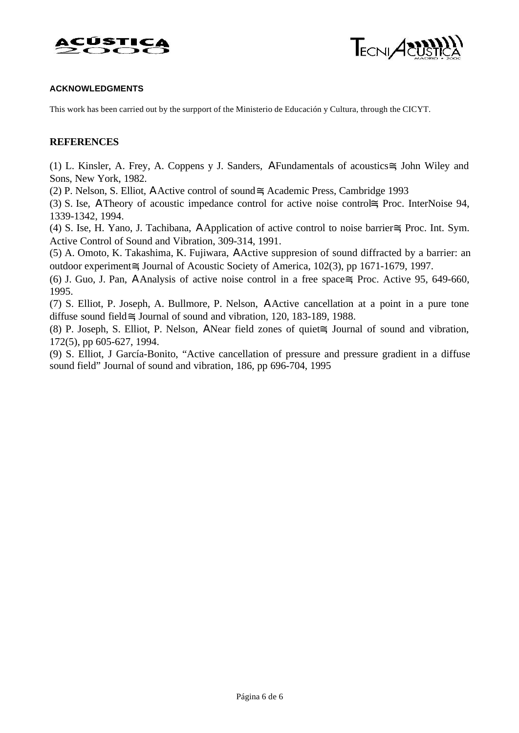#### ACKNOWLEDGMENTS

This work has been carried out by the surpport of the Ministerio de Educación y Cultura, through the CICYT.

### REFERENCES

(1) L. Kinsler, A. Frey, A. Coppens y J. Sanders, ΑFundamentals of acoustics≅ John Wiley and Sons, New York, 1982.

(2) P. Nelson, S. Elliot, ΑActive control of sound≅ Academic Press, Cambridge 1993

(3) S. Ise, ΑTheory of acoustic impedance control for active noise control≅ Proc. InterNoise 94, 1339-1342, 1994.

(4) S. Ise, H. Yano, J. Tachibana, ΑApplication of active control to noise barrier≅ Proc. Int. Sym. Active Control of Sound and Vibration, 309-314, 1991.

(5) A. Omoto, K. Takashima, K. Fujiwara, ΑActive suppresion of sound diffracted by a barrier: an outdoor experiment≅ Journal of Acoustic Society of America, 102(3), pp 1671-1679, 1997.

(6) J. Guo, J. Pan, ΑAnalysis of active noise control in a free space≅ Proc. Active 95, 649-660, 1995.

(7) S. Elliot, P. Joseph, A. Bullmore, P. Nelson, ΑActive cancellation at a point in a pure tone diffuse sound field≅ Journal of sound and vibration, 120, 183-189, 1988.

(8) P. Joseph, S. Elliot, P. Nelson, ΑNear field zones of quiet≅ Journal of sound and vibration, 172(5), pp 605-627, 1994.

(9) S. Elliot, J García-Bonito, "Active cancellation of pressure and pressure gradient in a diffuse sound field" Journal of sound and vibration, 186, pp 696-704, 1995